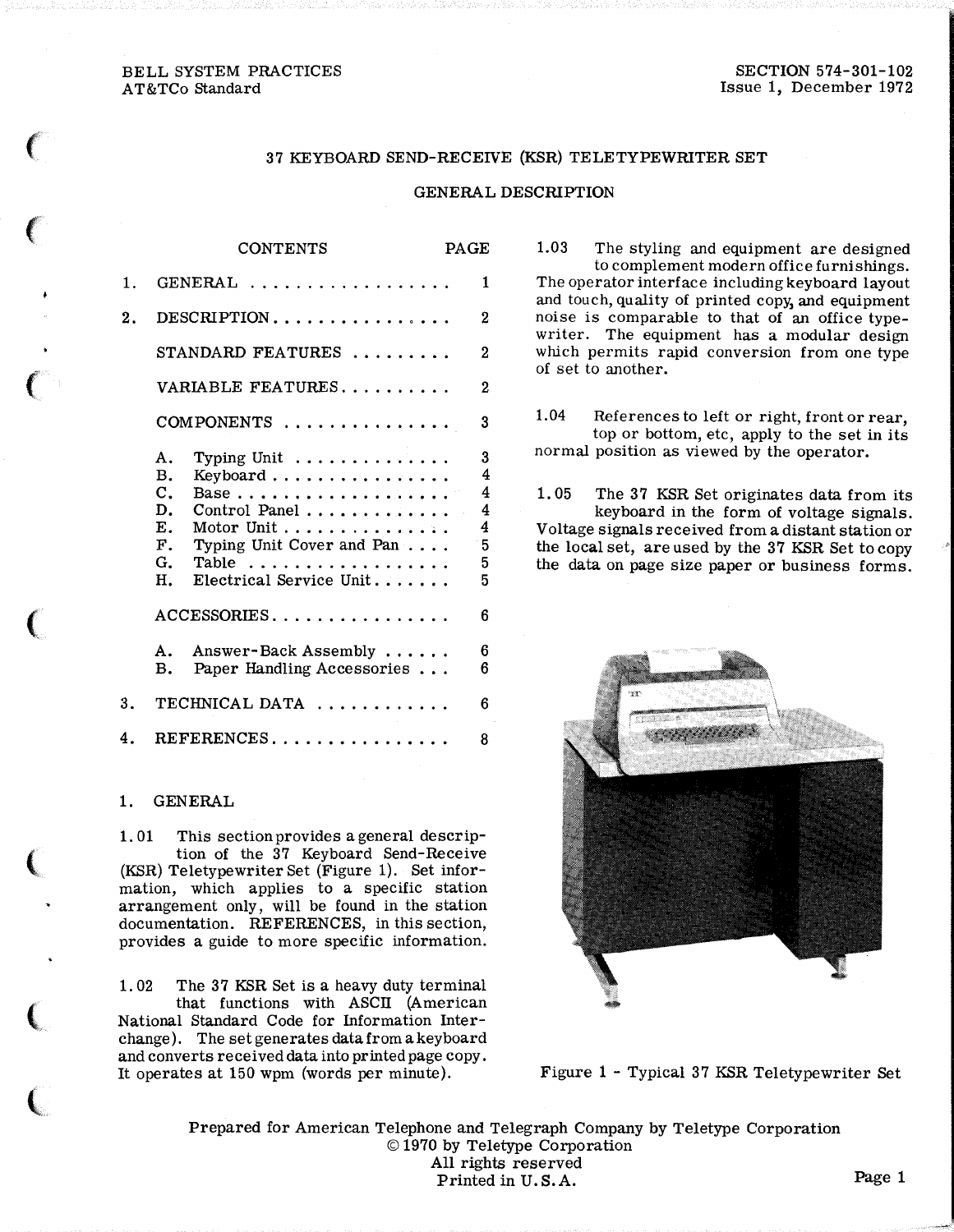BELL SYSTEM PRACTICES
AT&TCo Standard

SECTION 574-301-102
Issue 1, December 1972

# 37 KEYBOARD SEND-RECEIVE (KSR) TELETYPEWRITER SET

## GENERAL DESCRIPTION

| CONTENTS | PAGE |
|---|---|
| 1. GENERAL | 1 |
| 2. DESCRIPTION | 2 |
| STANDARD FEATURES | 2 |
| VARIABLE FEATURES | 2 |
| COMPONENTS | 3 |
| A. Typing Unit | 3 |
| B. Keyboard | 4 |
| C. Base | 4 |
| D. Control Panel | 4 |
| E. Motor Unit | 4 |
| F. Typing Unit Cover and Pan | 5 |
| G. Table | 5 |
| H. Electrical Service Unit | 5 |
| ACCESSORIES | 6 |
| A. Answer-Back Assembly | 6 |
| B. Paper Handling Accessories | 6 |
| 3. TECHNICAL DATA | 6 |
| 4. REFERENCES | 8 |

## 1. GENERAL

1.01 This section provides a general description of the 37 Keyboard Send-Receive (KSR) Teletypewriter Set (Figure 1). Set information, which applies to a specific station arrangement only, will be found in the station documentation. REFERENCES, in this section, provides a guide to more specific information.

1.02 The 37 KSR Set is a heavy duty terminal that functions with ASCII (American National Standard Code for Information Interchange). The set generates data from a keyboard and converts received data into printed page copy. It operates at 150 wpm (words per minute).

1.03 The styling and equipment are designed to complement modern office furnishings. The operator interface including keyboard layout and touch, quality of printed copy, and equipment noise is comparable to that of an office typewriter. The equipment has a modular design which permits rapid conversion from one type of set to another.

1.04 References to left or right, front or rear, top or bottom, etc, apply to the set in its normal position as viewed by the operator.

1.05 The 37 KSR Set originates data from its keyboard in the form of voltage signals. Voltage signals received from a distant station or the local set, are used by the 37 KSR Set to copy the data on page size paper or business forms.

Figure 1 - Typical 37 KSR Teletypewriter Set

Prepared for American Telephone and Telegraph Company by Teletype Corporation
© 1970 by Teletype Corporation
All rights reserved
Printed in U.S.A.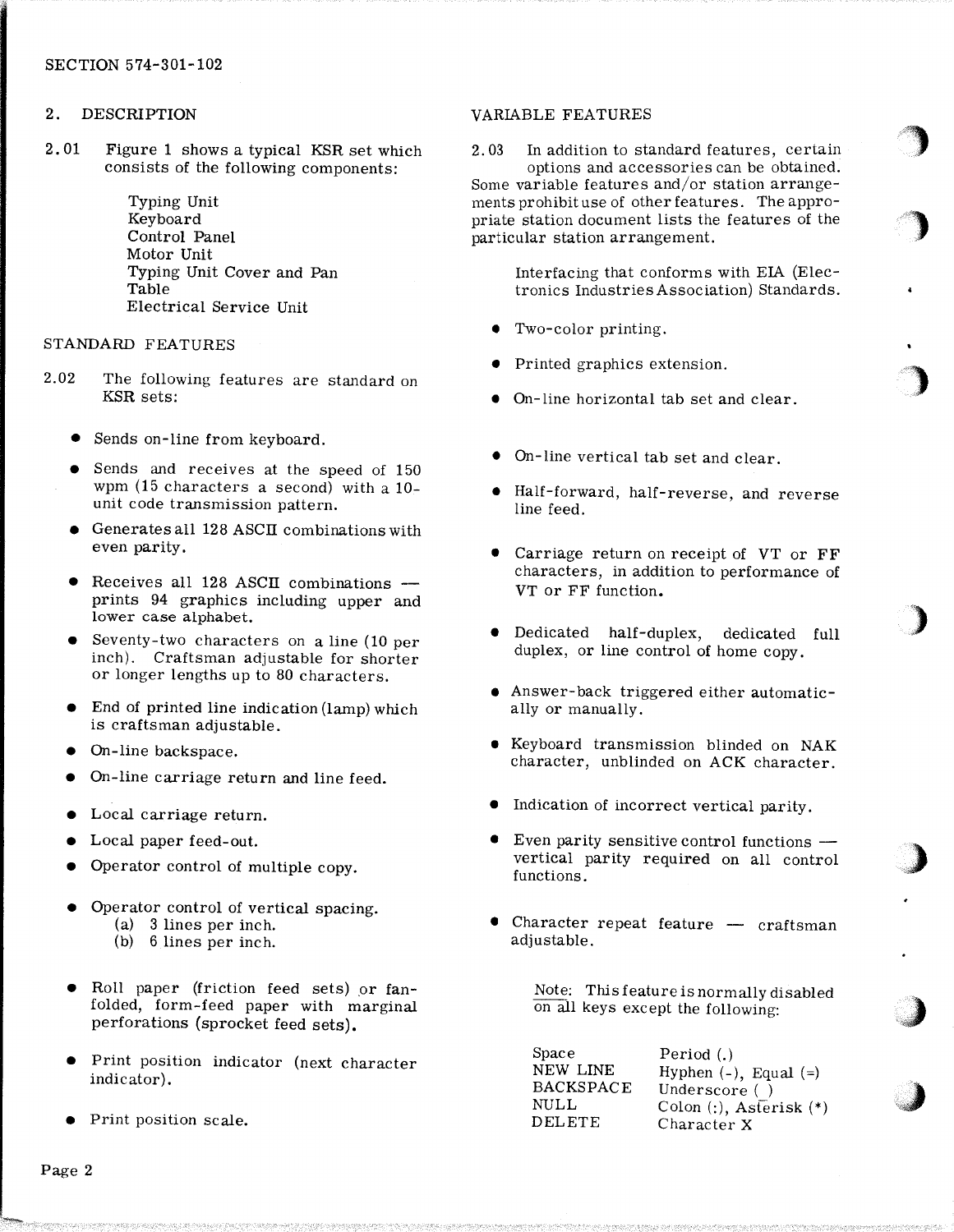## 2. DESCRIPTION

2.01 Figure 1 shows a typical KSR set which consists of the following components:

Typing Unit
Keyboard
Control Panel
Motor Unit
Typing Unit Cover and Pan
Table
Electrical Service Unit

### STANDARD FEATURES

2.02 The following features are standard on KSR sets:

- Sends on-line from keyboard.
- Sends and receives at the speed of 150 wpm (15 characters a second) with a 10-unit code transmission pattern.
- Generates all 128 ASCII combinations with even parity.
- Receives all 128 ASCII combinations — prints 94 graphics including upper and lower case alphabet.
- Seventy-two characters on a line (10 per inch). Craftsman adjustable for shorter or longer lengths up to 80 characters.
- End of printed line indication (lamp) which is craftsman adjustable.
- On-line backspace.
- On-line carriage return and line feed.
- Local carriage return.
- Local paper feed-out.
- Operator control of multiple copy.
- Operator control of vertical spacing.
  - (a) 3 lines per inch.
  - (b) 6 lines per inch.
- Roll paper (friction feed sets) or fan-folded, form-feed paper with marginal perforations (sprocket feed sets).
- Print position indicator (next character indicator).
- Print position scale.

### VARIABLE FEATURES

2.03 In addition to standard features, certain options and accessories can be obtained. Some variable features and/or station arrangements prohibit use of other features. The appropriate station document lists the features of the particular station arrangement.

Interfacing that conforms with EIA (Electronics Industries Association) Standards.

- Two-color printing.
- Printed graphics extension.
- On-line horizontal tab set and clear.
- On-line vertical tab set and clear.
- Half-forward, half-reverse, and reverse line feed.
- Carriage return on receipt of VT or FF characters, in addition to performance of VT or FF function.
- Dedicated half-duplex, dedicated full duplex, or line control of home copy.
- Answer-back triggered either automatically or manually.
- Keyboard transmission blinded on NAK character, unblinded on ACK character.
- Indication of incorrect vertical parity.
- Even parity sensitive control functions — vertical parity required on all control functions.
- Character repeat feature — craftsman adjustable.

Note: This feature is normally disabled on all keys except the following:

| | |
|---|---|
| Space | Period (.) |
| NEW LINE | Hyphen (-), Equal (=) |
| BACKSPACE | Underscore (_) |
| NULL | Colon (:), Asterisk (*) |
| DELETE | Character X |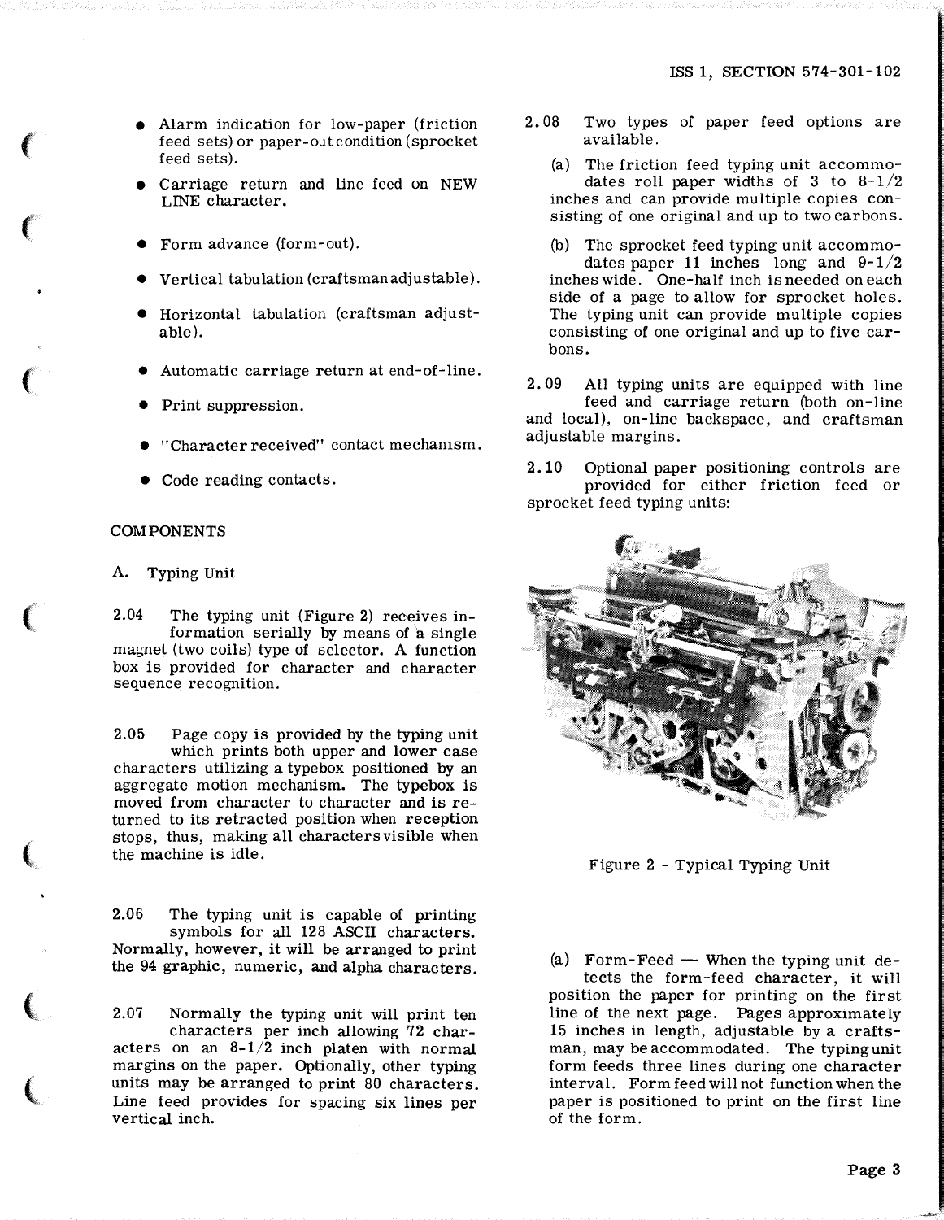- Alarm indication for low-paper (friction feed sets) or paper-out condition (sprocket feed sets).
- Carriage return and line feed on NEW LINE character.
- Form advance (form-out).
- Vertical tabulation (craftsman adjustable).
- Horizontal tabulation (craftsman adjustable).
- Automatic carriage return at end-of-line.
- Print suppression.
- "Character received" contact mechanism.
- Code reading contacts.

COMPONENTS

A. Typing Unit

2.04 The typing unit (Figure 2) receives information serially by means of a single magnet (two coils) type of selector. A function box is provided for character and character sequence recognition.

2.05 Page copy is provided by the typing unit which prints both upper and lower case characters utilizing a typebox positioned by an aggregate motion mechanism. The typebox is moved from character to character and is returned to its retracted position when reception stops, thus, making all characters visible when the machine is idle.

2.06 The typing unit is capable of printing symbols for all 128 ASCII characters. Normally, however, it will be arranged to print the 94 graphic, numeric, and alpha characters.

2.07 Normally the typing unit will print ten characters per inch allowing 72 characters on an 8-1/2 inch platen with normal margins on the paper. Optionally, other typing units may be arranged to print 80 characters. Line feed provides for spacing six lines per vertical inch.

2.08 Two types of paper feed options are available.

(a) The friction feed typing unit accommodates roll paper widths of 3 to 8-1/2 inches and can provide multiple copies consisting of one original and up to two carbons.

(b) The sprocket feed typing unit accommodates paper 11 inches long and 9-1/2 inches wide. One-half inch is needed on each side of a page to allow for sprocket holes. The typing unit can provide multiple copies consisting of one original and up to five carbons.

2.09 All typing units are equipped with line feed and carriage return (both on-line and local), on-line backspace, and craftsman adjustable margins.

2.10 Optional paper positioning controls are provided for either friction feed or sprocket feed typing units:

Figure 2 - Typical Typing Unit

(a) Form-Feed — When the typing unit detects the form-feed character, it will position the paper for printing on the first line of the next page. Pages approximately 15 inches in length, adjustable by a craftsman, may be accommodated. The typing unit form feeds three lines during one character interval. Form feed will not function when the paper is positioned to print on the first line of the form.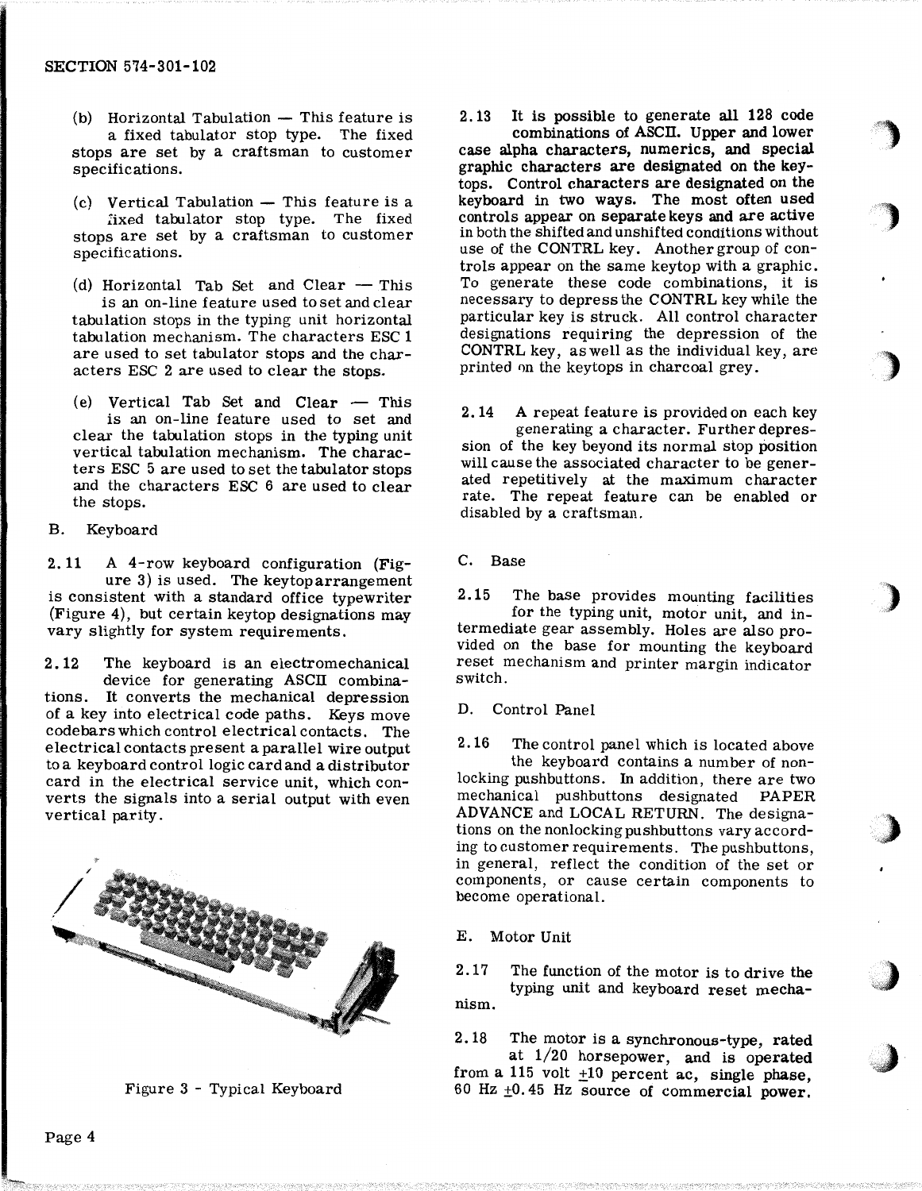(b) Horizontal Tabulation — This feature is a fixed tabulator stop type. The fixed stops are set by a craftsman to customer specifications.

(c) Vertical Tabulation — This feature is a fixed tabulator stop type. The fixed stops are set by a craftsman to customer specifications.

(d) Horizontal Tab Set and Clear — This is an on-line feature used to set and clear tabulation stops in the typing unit horizontal tabulation mechanism. The characters ESC 1 are used to set tabulator stops and the characters ESC 2 are used to clear the stops.

(e) Vertical Tab Set and Clear — This is an on-line feature used to set and clear the tabulation stops in the typing unit vertical tabulation mechanism. The characters ESC 5 are used to set the tabulator stops and the characters ESC 6 are used to clear the stops.

## B. Keyboard

2.11 A 4-row keyboard configuration (Figure 3) is used. The keytop arrangement is consistent with a standard office typewriter (Figure 4), but certain keytop designations may vary slightly for system requirements.

2.12 The keyboard is an electromechanical device for generating ASCII combinations. It converts the mechanical depression of a key into electrical code paths. Keys move codebars which control electrical contacts. The electrical contacts present a parallel wire output to a keyboard control logic card and a distributor card in the electrical service unit, which converts the signals into a serial output with even vertical parity.

Figure 3 - Typical Keyboard

2.13 It is possible to generate all 128 code combinations of ASCII. Upper and lower case alpha characters, numerics, and special graphic characters are designated on the keytops. Control characters are designated on the keyboard in two ways. The most often used controls appear on separate keys and are active in both the shifted and unshifted conditions without use of the CONTRL key. Another group of controls appear on the same keytop with a graphic. To generate these code combinations, it is necessary to depress the CONTRL key while the particular key is struck. All control character designations requiring the depression of the CONTRL key, as well as the individual key, are printed on the keytops in charcoal grey.

2.14 A repeat feature is provided on each key generating a character. Further depression of the key beyond its normal stop position will cause the associated character to be generated repetitively at the maximum character rate. The repeat feature can be enabled or disabled by a craftsman.

## C. Base

2.15 The base provides mounting facilities for the typing unit, motor unit, and intermediate gear assembly. Holes are also provided on the base for mounting the keyboard reset mechanism and printer margin indicator switch.

## D. Control Panel

2.16 The control panel which is located above the keyboard contains a number of nonlocking pushbuttons. In addition, there are two mechanical pushbuttons designated PAPER ADVANCE and LOCAL RETURN. The designations on the nonlocking pushbuttons vary according to customer requirements. The pushbuttons, in general, reflect the condition of the set or components, or cause certain components to become operational.

## E. Motor Unit

2.17 The function of the motor is to drive the typing unit and keyboard reset mechanism.

2.18 The motor is a synchronous-type, rated at 1/20 horsepower, and is operated from a 115 volt ±10 percent ac, single phase, 60 Hz ±0.45 Hz source of commercial power.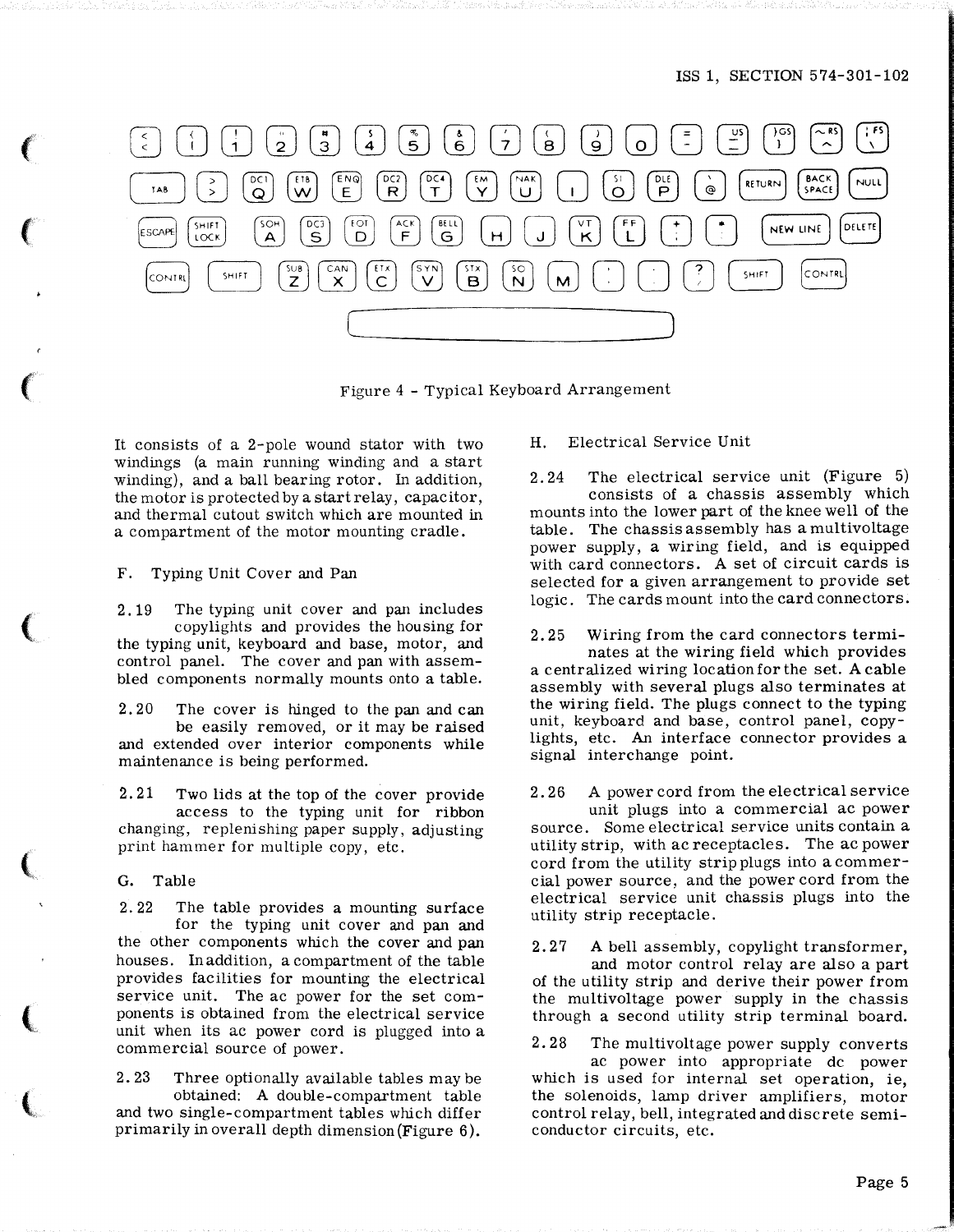Figure 4 - Typical Keyboard Arrangement

It consists of a 2-pole wound stator with two windings (a main running winding and a start winding), and a ball bearing rotor. In addition, the motor is protected by a start relay, capacitor, and thermal cutout switch which are mounted in a compartment of the motor mounting cradle.

F. Typing Unit Cover and Pan

2.19 The typing unit cover and pan includes copylights and provides the housing for the typing unit, keyboard and base, motor, and control panel. The cover and pan with assembled components normally mounts onto a table.

2.20 The cover is hinged to the pan and can be easily removed, or it may be raised and extended over interior components while maintenance is being performed.

2.21 Two lids at the top of the cover provide access to the typing unit for ribbon changing, replenishing paper supply, adjusting print hammer for multiple copy, etc.

G. Table

2.22 The table provides a mounting surface for the typing unit cover and pan and the other components which the cover and pan houses. In addition, a compartment of the table provides facilities for mounting the electrical service unit. The ac power for the set components is obtained from the electrical service unit when its ac power cord is plugged into a commercial source of power.

2.23 Three optionally available tables may be obtained: A double-compartment table and two single-compartment tables which differ primarily in overall depth dimension (Figure 6).

H. Electrical Service Unit

2.24 The electrical service unit (Figure 5) consists of a chassis assembly which mounts into the lower part of the knee well of the table. The chassis assembly has a multivoltage power supply, a wiring field, and is equipped with card connectors. A set of circuit cards is selected for a given arrangement to provide set logic. The cards mount into the card connectors.

2.25 Wiring from the card connectors terminates at the wiring field which provides a centralized wiring location for the set. A cable assembly with several plugs also terminates at the wiring field. The plugs connect to the typing unit, keyboard and base, control panel, copylights, etc. An interface connector provides a signal interchange point.

2.26 A power cord from the electrical service unit plugs into a commercial ac power source. Some electrical service units contain a utility strip, with ac receptacles. The ac power cord from the utility strip plugs into a commercial power source, and the power cord from the electrical service unit chassis plugs into the utility strip receptacle.

2.27 A bell assembly, copylight transformer, and motor control relay are also a part of the utility strip and derive their power from the multivoltage power supply in the chassis through a second utility strip terminal board.

2.28 The multivoltage power supply converts ac power into appropriate dc power which is used for internal set operation, ie, the solenoids, lamp driver amplifiers, motor control relay, bell, integrated and discrete semiconductor circuits, etc.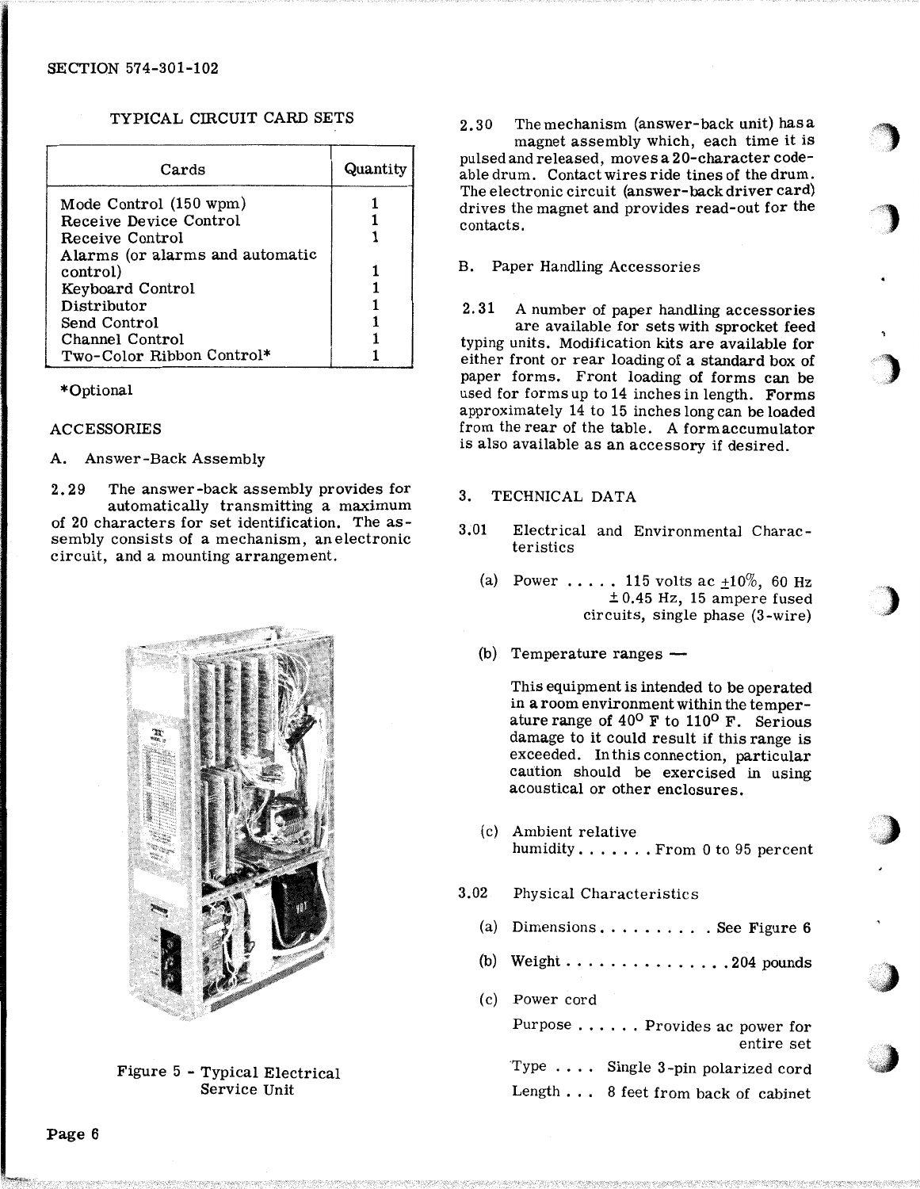TYPICAL CIRCUIT CARD SETS

| Cards | Quantity |
|---|---|
| Mode Control (150 wpm) | 1 |
| Receive Device Control | 1 |
| Receive Control | 1 |
| Alarms (or alarms and automatic control) | 1 |
| Keyboard Control | 1 |
| Distributor | 1 |
| Send Control | 1 |
| Channel Control | 1 |
| Two-Color Ribbon Control* | 1 |

*Optional

ACCESSORIES

A. Answer-Back Assembly

2.29 The answer-back assembly provides for automatically transmitting a maximum of 20 characters for set identification. The assembly consists of a mechanism, an electronic circuit, and a mounting arrangement.

Figure 5 - Typical Electrical Service Unit

2.30 The mechanism (answer-back unit) has a magnet assembly which, each time it is pulsed and released, moves a 20-character codeable drum. Contact wires ride tines of the drum. The electronic circuit (answer-back driver card) drives the magnet and provides read-out for the contacts.

B. Paper Handling Accessories

2.31 A number of paper handling accessories are available for sets with sprocket feed typing units. Modification kits are available for either front or rear loading of a standard box of paper forms. Front loading of forms can be used for forms up to 14 inches in length. Forms approximately 14 to 15 inches long can be loaded from the rear of the table. A form accumulator is also available as an accessory if desired.

## 3. TECHNICAL DATA

3.01 Electrical and Environmental Characteristics

(a) Power . . . . . 115 volts ac ±10%, 60 Hz ± 0.45 Hz, 15 ampere fused circuits, single phase (3-wire)

(b) Temperature ranges —

This equipment is intended to be operated in a room environment within the temperature range of 40° F to 110° F. Serious damage to it could result if this range is exceeded. In this connection, particular caution should be exercised in using acoustical or other enclosures.

(c) Ambient relative humidity . . . . . . . From 0 to 95 percent

3.02 Physical Characteristics

(a) Dimensions . . . . . . . . . . See Figure 6

(b) Weight . . . . . . . . . . . . . . . 204 pounds

(c) Power cord

Purpose . . . . . . Provides ac power for entire set

Type . . . . Single 3-pin polarized cord

Length . . . 8 feet from back of cabinet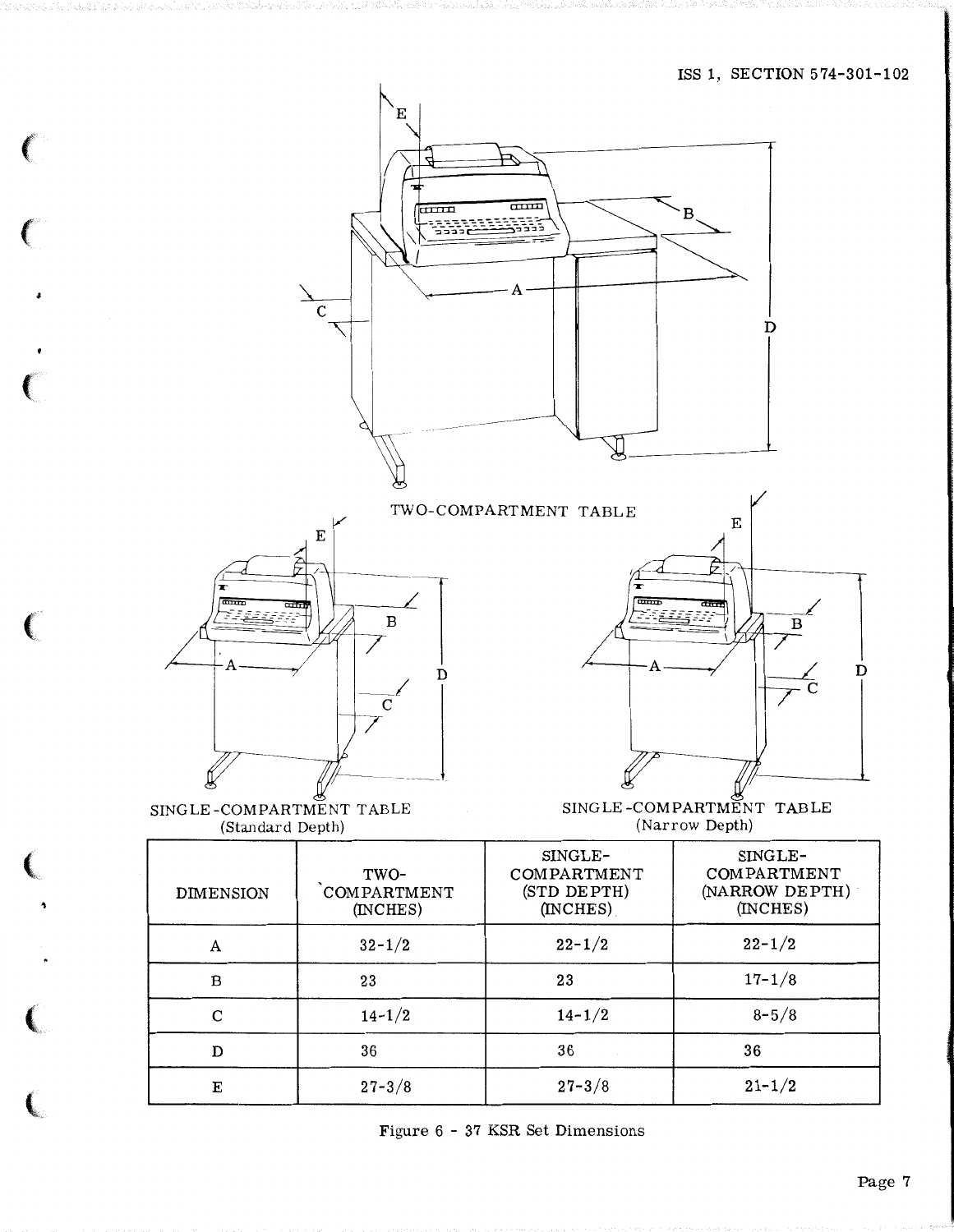TWO-COMPARTMENT TABLE

SINGLE-COMPARTMENT TABLE (Standard Depth)

SINGLE-COMPARTMENT TABLE (Narrow Depth)

| DIMENSION | TWO-COMPARTMENT (INCHES) | SINGLE-COMPARTMENT (STD DEPTH) (INCHES) | SINGLE-COMPARTMENT (NARROW DEPTH) (INCHES) |
|---|---|---|---|
| A | 32-1/2 | 22-1/2 | 22-1/2 |
| B | 23 | 23 | 17-1/8 |
| C | 14-1/2 | 14-1/2 | 8-5/8 |
| D | 36 | 36 | 36 |
| E | 27-3/8 | 27-3/8 | 21-1/2 |

Figure 6 - 37 KSR Set Dimensions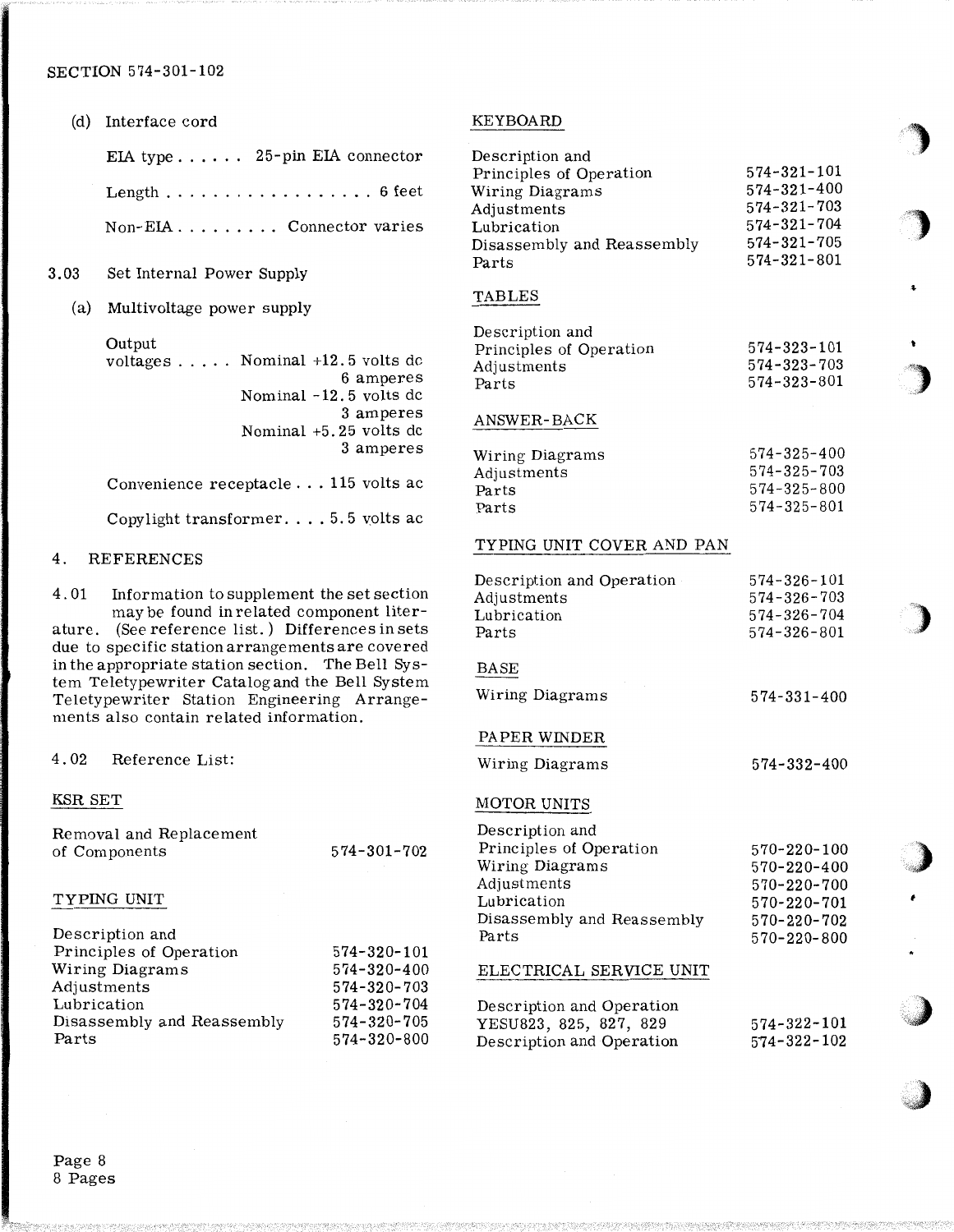(d) Interface cord

EIA type . . . . . 25-pin EIA connector

Length . . . . . . . . . . . . . . . . . 6 feet

Non-EIA . . . . . . . . . Connector varies

3.03 Set Internal Power Supply

(a) Multivoltage power supply

Output voltages . . . . . Nominal +12.5 volts dc 6 amperes
Nominal -12.5 volts dc 3 amperes
Nominal +5.25 volts dc 3 amperes

Convenience receptacle . . . 115 volts ac

Copylight transformer. . . . 5.5 volts ac

## 4. REFERENCES

4.01 Information to supplement the set section may be found in related component literature. (See reference list.) Differences in sets due to specific station arrangements are covered in the appropriate station section. The Bell System Teletypewriter Catalog and the Bell System Teletypewriter Station Engineering Arrangements also contain related information.

4.02 Reference List:

KSR SET

| | |
|---|---|
| Removal and Replacement of Components | 574-301-702 |

TYPING UNIT

| | |
|---|---|
| Description and Principles of Operation | 574-320-101 |
| Wiring Diagrams | 574-320-400 |
| Adjustments | 574-320-703 |
| Lubrication | 574-320-704 |
| Disassembly and Reassembly | 574-320-705 |
| Parts | 574-320-800 |

KEYBOARD

| | |
|---|---|
| Description and Principles of Operation | 574-321-101 |
| Wiring Diagrams | 574-321-400 |
| Adjustments | 574-321-703 |
| Lubrication | 574-321-704 |
| Disassembly and Reassembly | 574-321-705 |
| Parts | 574-321-801 |

TABLES

| | |
|---|---|
| Description and Principles of Operation | 574-323-101 |
| Adjustments | 574-323-703 |
| Parts | 574-323-801 |

ANSWER-BACK

| | |
|---|---|
| Wiring Diagrams | 574-325-400 |
| Adjustments | 574-325-703 |
| Parts | 574-325-800 |
| Parts | 574-325-801 |

TYPING UNIT COVER AND PAN

| | |
|---|---|
| Description and Operation | 574-326-101 |
| Adjustments | 574-326-703 |
| Lubrication | 574-326-704 |
| Parts | 574-326-801 |

BASE

| | |
|---|---|
| Wiring Diagrams | 574-331-400 |

PAPER WINDER

| | |
|---|---|
| Wiring Diagrams | 574-332-400 |

MOTOR UNITS

| | |
|---|---|
| Description and Principles of Operation | 570-220-100 |
| Wiring Diagrams | 570-220-400 |
| Adjustments | 570-220-700 |
| Lubrication | 570-220-701 |
| Disassembly and Reassembly | 570-220-702 |
| Parts | 570-220-800 |

ELECTRICAL SERVICE UNIT

| | |
|---|---|
| Description and Operation YESU823, 825, 827, 829 | 574-322-101 |
| Description and Operation | 574-322-102 |